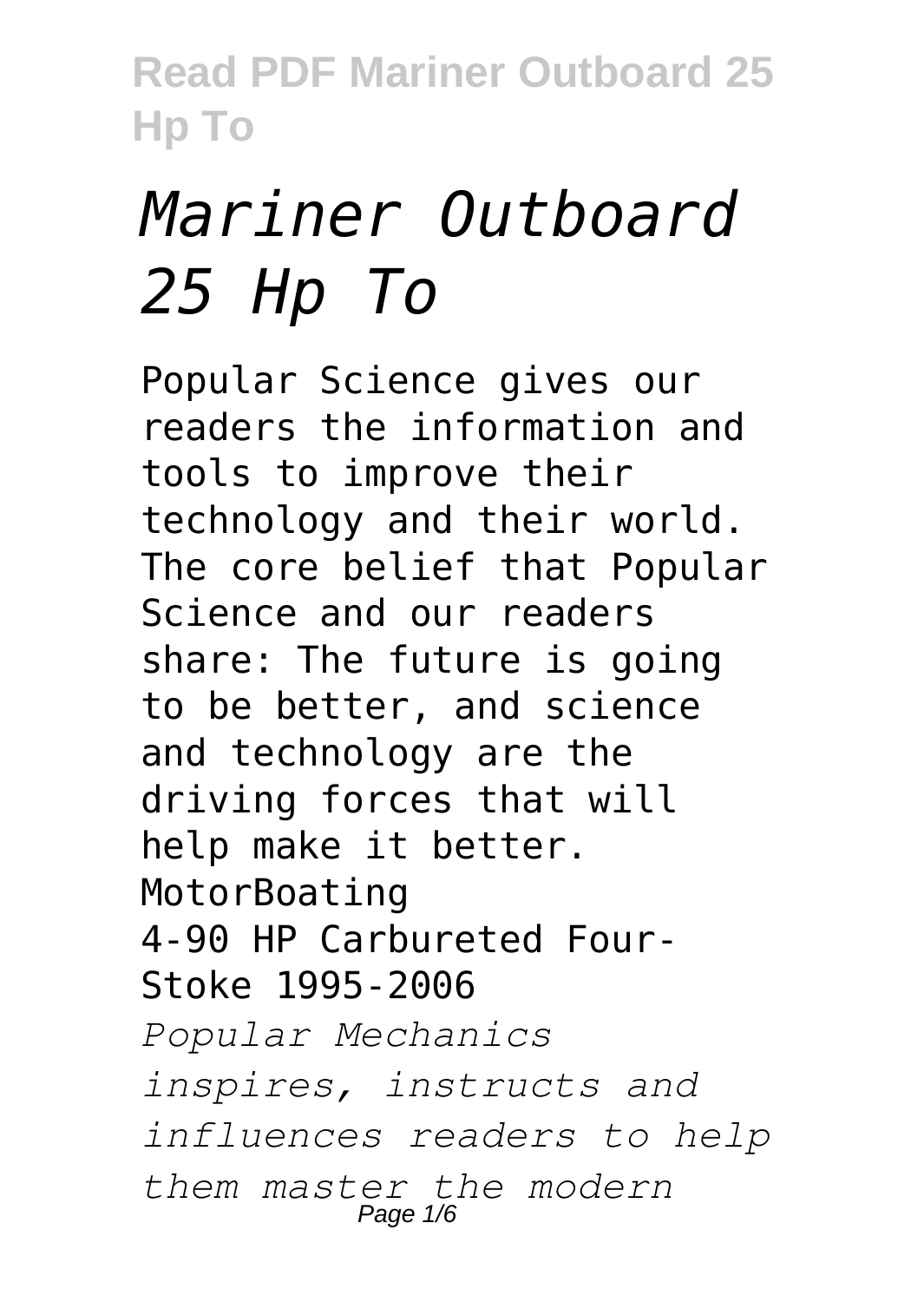# *Mariner Outboard 25 Hp To*

Popular Science gives our readers the information and tools to improve their technology and their world. The core belief that Popular Science and our readers share: The future is going to be better, and science and technology are the driving forces that will help make it better.

MotorBoating

4-90 HP Carbureted Four-Stoke 1995-2006

*Popular Mechanics inspires, instructs and influences readers to help them master the modern*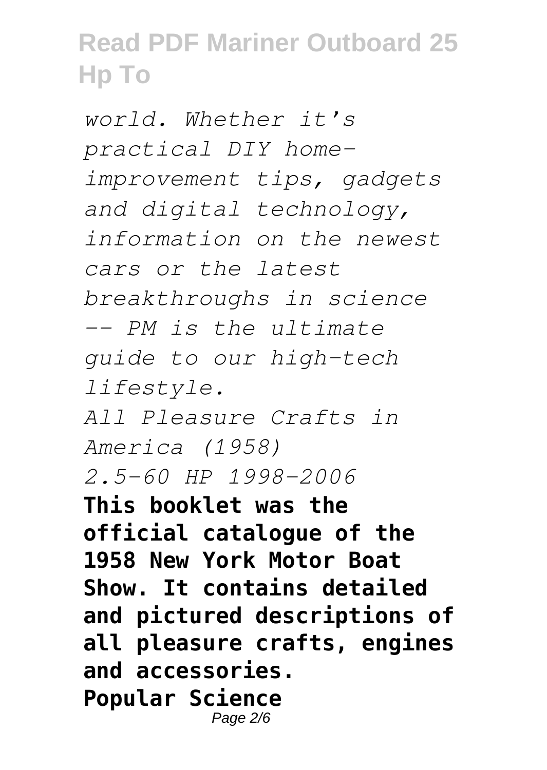*world. Whether it's practical DIY home-improvement tips, gadgets and digital technology, information on the newest cars or the latest breakthroughs in science -- PM is the ultimate guide to our high-tech lifestyle.*

*All Pleasure Crafts in America (1958)*

*2.5-60 HP 1998-2006*

**This booklet was the official catalogue of the 1958 New York Motor Boat Show. It contains detailed and pictured descriptions of all pleasure crafts, engines and accessories.**

**Popular Science**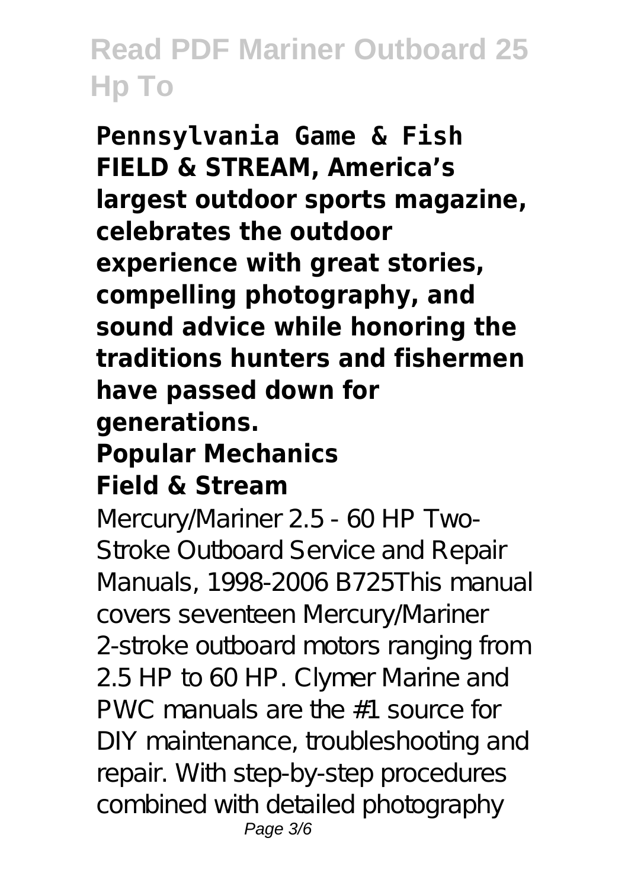**Pennsylvania Game & Fish**

**FIELD & STREAM, America's largest outdoor sports magazine, celebrates the outdoor experience with great stories, compelling photography, and sound advice while honoring the traditions hunters and fishermen have passed down for generations.**

**Popular Mechanics**

**Field & Stream**

Mercury/Mariner 2.5 - 60 HP Two-Stroke Outboard Service and Repair Manuals, 1998-2006 B725This manual covers seventeen Mercury/Mariner 2-stroke outboard motors ranging from 2.5 HP to 60 HP. Clymer Marine and PWC manuals are the #1 source for DIY maintenance, troubleshooting and repair. With step-by-step procedures combined with detailed photography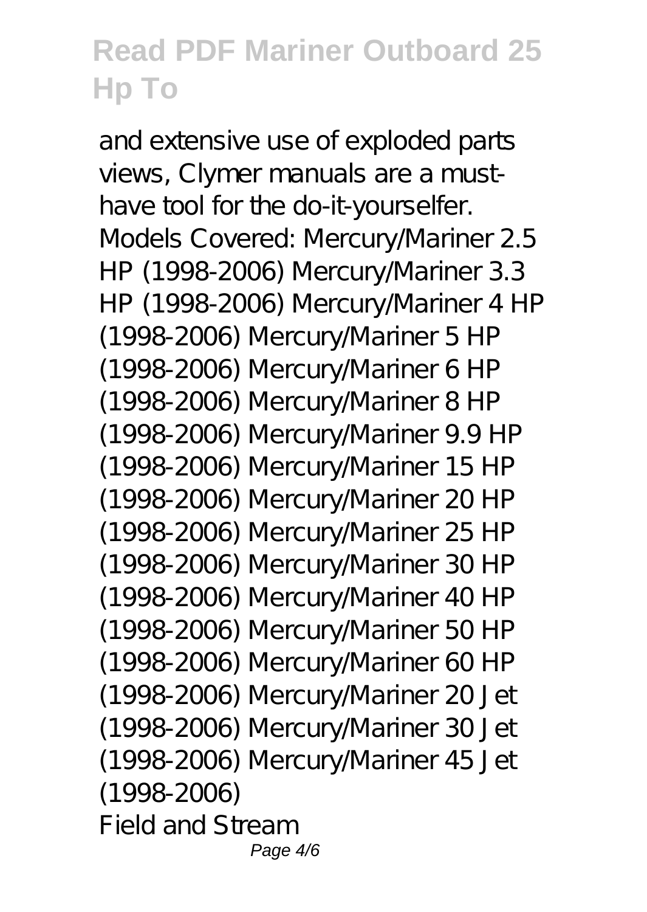and extensive use of exploded parts views, Clymer manuals are a must-have tool for the do-it-yourselfer. Models Covered: Mercury/Mariner 2.5 HP (1998-2006) Mercury/Mariner 3.3 HP (1998-2006) Mercury/Mariner 4 HP (1998-2006) Mercury/Mariner 5 HP (1998-2006) Mercury/Mariner 6 HP (1998-2006) Mercury/Mariner 8 HP (1998-2006) Mercury/Mariner 9.9 HP (1998-2006) Mercury/Mariner 15 HP (1998-2006) Mercury/Mariner 20 HP (1998-2006) Mercury/Mariner 25 HP (1998-2006) Mercury/Mariner 30 HP (1998-2006) Mercury/Mariner 40 HP (1998-2006) Mercury/Mariner 50 HP (1998-2006) Mercury/Mariner 60 HP (1998-2006) Mercury/Mariner 20 Jet (1998-2006) Mercury/Mariner 30 Jet (1998-2006) Mercury/Mariner 45 Jet (1998-2006)

Field and Stream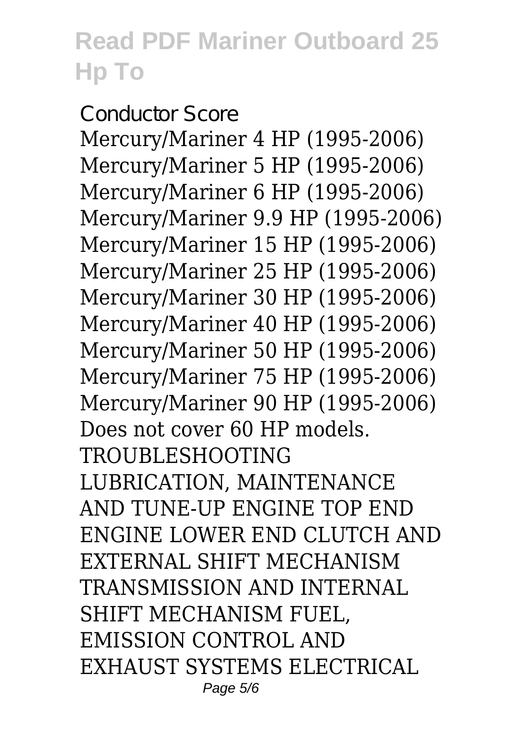Conductor Score

Mercury/Mariner 4 HP (1995-2006)
Mercury/Mariner 5 HP (1995-2006)
Mercury/Mariner 6 HP (1995-2006)
Mercury/Mariner 9.9 HP (1995-2006)
Mercury/Mariner 15 HP (1995-2006)
Mercury/Mariner 25 HP (1995-2006)
Mercury/Mariner 30 HP (1995-2006)
Mercury/Mariner 40 HP (1995-2006)
Mercury/Mariner 50 HP (1995-2006)
Mercury/Mariner 75 HP (1995-2006)
Mercury/Mariner 90 HP (1995-2006)
Does not cover 60 HP models.
TROUBLESHOOTING
LUBRICATION, MAINTENANCE AND TUNE-UP ENGINE TOP END ENGINE LOWER END CLUTCH AND EXTERNAL SHIFT MECHANISM TRANSMISSION AND INTERNAL SHIFT MECHANISM FUEL, EMISSION CONTROL AND EXHAUST SYSTEMS ELECTRICAL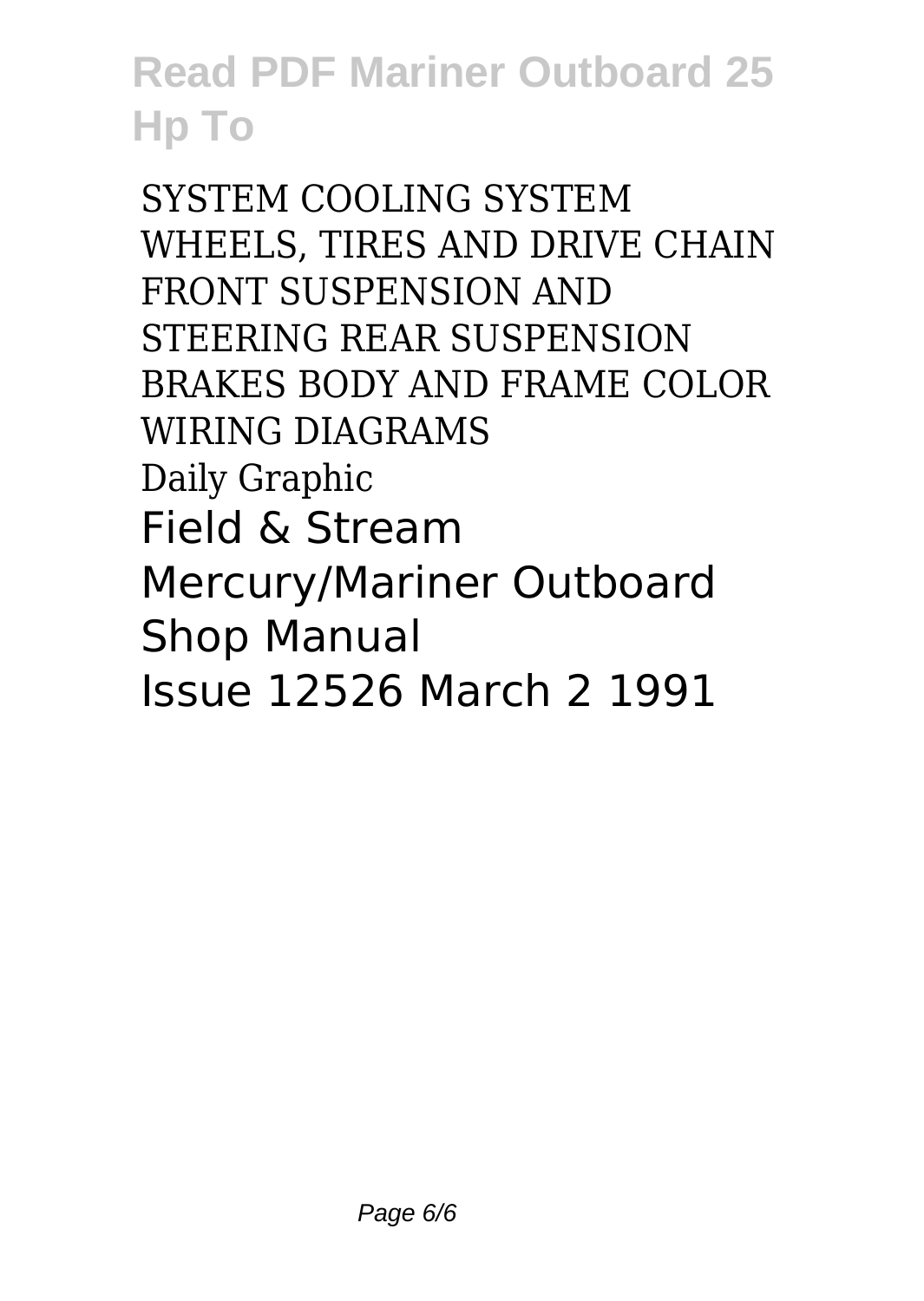SYSTEM COOLING SYSTEM WHEELS, TIRES AND DRIVE CHAIN FRONT SUSPENSION AND STEERING REAR SUSPENSION BRAKES BODY AND FRAME COLOR WIRING DIAGRAMS

Daily Graphic

## Field & Stream

## Mercury/Mariner Outboard Shop Manual

## Issue 12526 March 2 1991